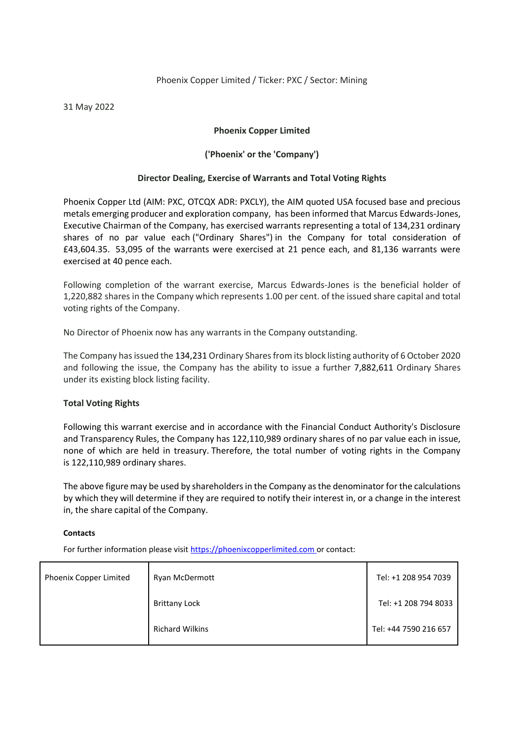Phoenix Copper Limited / Ticker: PXC / Sector: Mining

31 May 2022

**Phoenix Copper Limited**

**('Phoenix' or the 'Company')**

**Director Dealing, Exercise of Warrants and Total Voting Rights**

Phoenix Copper Ltd (AIM: PXC, OTCQX ADR: PXCLY), the AIM quoted USA focused base and precious metals emerging producer and exploration company, has been informed that Marcus Edwards-Jones, Executive Chairman of the Company, has exercised warrants representing a total of 134,231 ordinary shares of no par value each ("Ordinary Shares") in the Company for total consideration of £43,604.35. 53,095 of the warrants were exercised at 21 pence each, and 81,136 warrants were exercised at 40 pence each.

Following completion of the warrant exercise, Marcus Edwards-Jones is the beneficial holder of 1,220,882 shares in the Company which represents 1.00 per cent. of the issued share capital and total voting rights of the Company.

No Director of Phoenix now has any warrants in the Company outstanding.

The Company has issued the 134,231 Ordinary Shares from its block listing authority of 6 October 2020 and following the issue, the Company has the ability to issue a further 7,882,611 Ordinary Shares under its existing block listing facility.

**Total Voting Rights**

Following this warrant exercise and in accordance with the Financial Conduct Authority's Disclosure and Transparency Rules, the Company has 122,110,989 ordinary shares of no par value each in issue, none of which are held in treasury. Therefore, the total number of voting rights in the Company is 122,110,989 ordinary shares.

The above figure may be used by shareholders in the Company as the denominator for the calculations by which they will determine if they are required to notify their interest in, or a change in the interest in, the share capital of the Company.

**Contacts**

For further information please visit https://phoenixcopperlimited.com or contact:

| Phoenix Copper Limited | Ryan McDermott | Tel: +1 208 954 7039 |
|---|---|---|
| | Brittany Lock | Tel: +1 208 794 8033 |
| | Richard Wilkins | Tel: +44 7590 216 657 |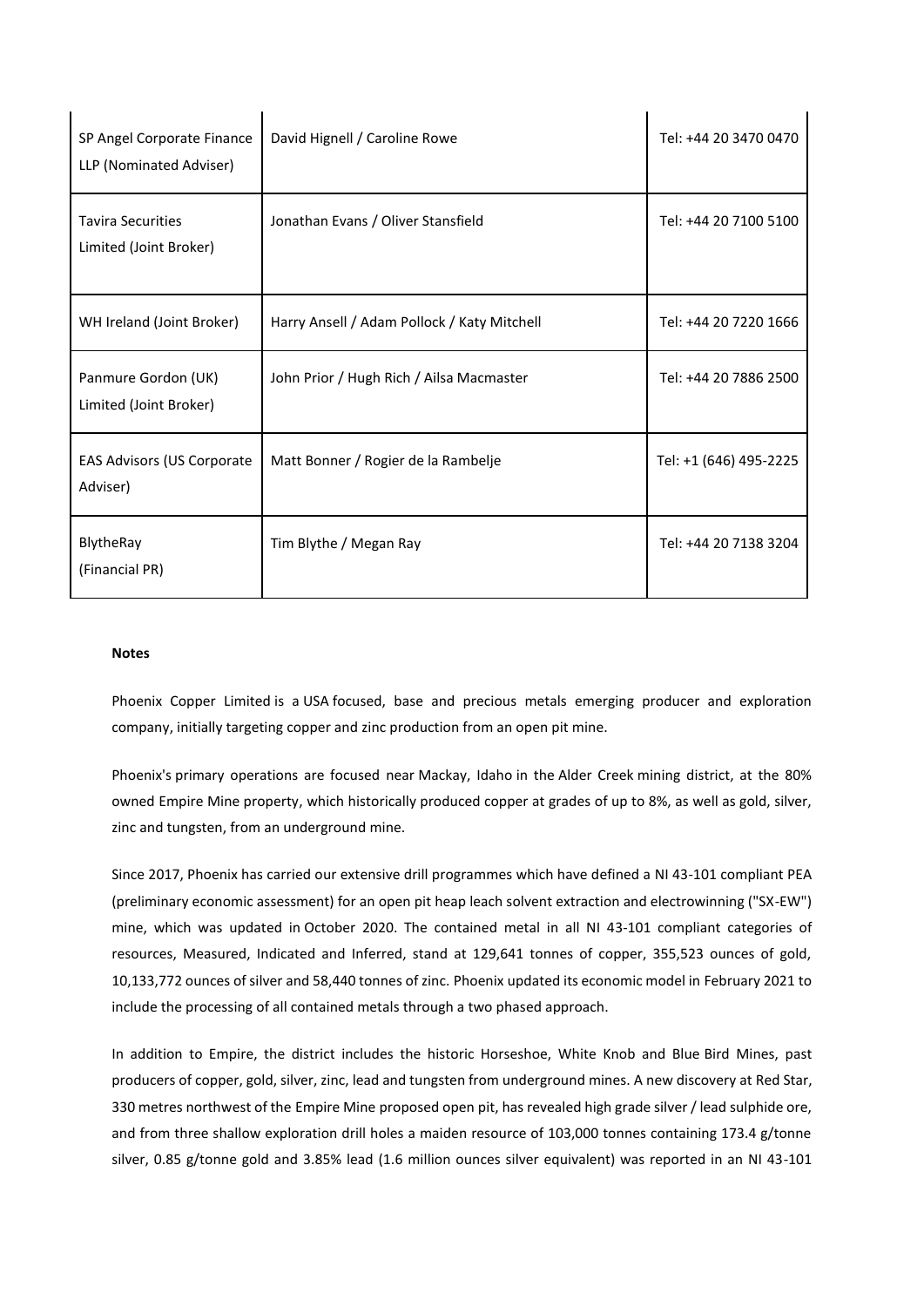| | | |
|---|---|---|
| SP Angel Corporate Finance LLP (Nominated Adviser) | David Hignell / Caroline Rowe | Tel: +44 20 3470 0470 |
| Tavira Securities Limited (Joint Broker) | Jonathan Evans / Oliver Stansfield | Tel: +44 20 7100 5100 |
| WH Ireland (Joint Broker) | Harry Ansell / Adam Pollock / Katy Mitchell | Tel: +44 20 7220 1666 |
| Panmure Gordon (UK) Limited (Joint Broker) | John Prior / Hugh Rich / Ailsa Macmaster | Tel: +44 20 7886 2500 |
| EAS Advisors (US Corporate Adviser) | Matt Bonner / Rogier de la Rambelje | Tel: +1 (646) 495-2225 |
| BlytheRay (Financial PR) | Tim Blythe / Megan Ray | Tel: +44 20 7138 3204 |

**Notes**

Phoenix Copper Limited is a USA focused, base and precious metals emerging producer and exploration company, initially targeting copper and zinc production from an open pit mine.

Phoenix's primary operations are focused near Mackay, Idaho in the Alder Creek mining district, at the 80% owned Empire Mine property, which historically produced copper at grades of up to 8%, as well as gold, silver, zinc and tungsten, from an underground mine.

Since 2017, Phoenix has carried our extensive drill programmes which have defined a NI 43-101 compliant PEA (preliminary economic assessment) for an open pit heap leach solvent extraction and electrowinning ("SX-EW") mine, which was updated in October 2020. The contained metal in all NI 43-101 compliant categories of resources, Measured, Indicated and Inferred, stand at 129,641 tonnes of copper, 355,523 ounces of gold, 10,133,772 ounces of silver and 58,440 tonnes of zinc. Phoenix updated its economic model in February 2021 to include the processing of all contained metals through a two phased approach.

In addition to Empire, the district includes the historic Horseshoe, White Knob and Blue Bird Mines, past producers of copper, gold, silver, zinc, lead and tungsten from underground mines. A new discovery at Red Star, 330 metres northwest of the Empire Mine proposed open pit, has revealed high grade silver / lead sulphide ore, and from three shallow exploration drill holes a maiden resource of 103,000 tonnes containing 173.4 g/tonne silver, 0.85 g/tonne gold and 3.85% lead (1.6 million ounces silver equivalent) was reported in an NI 43-101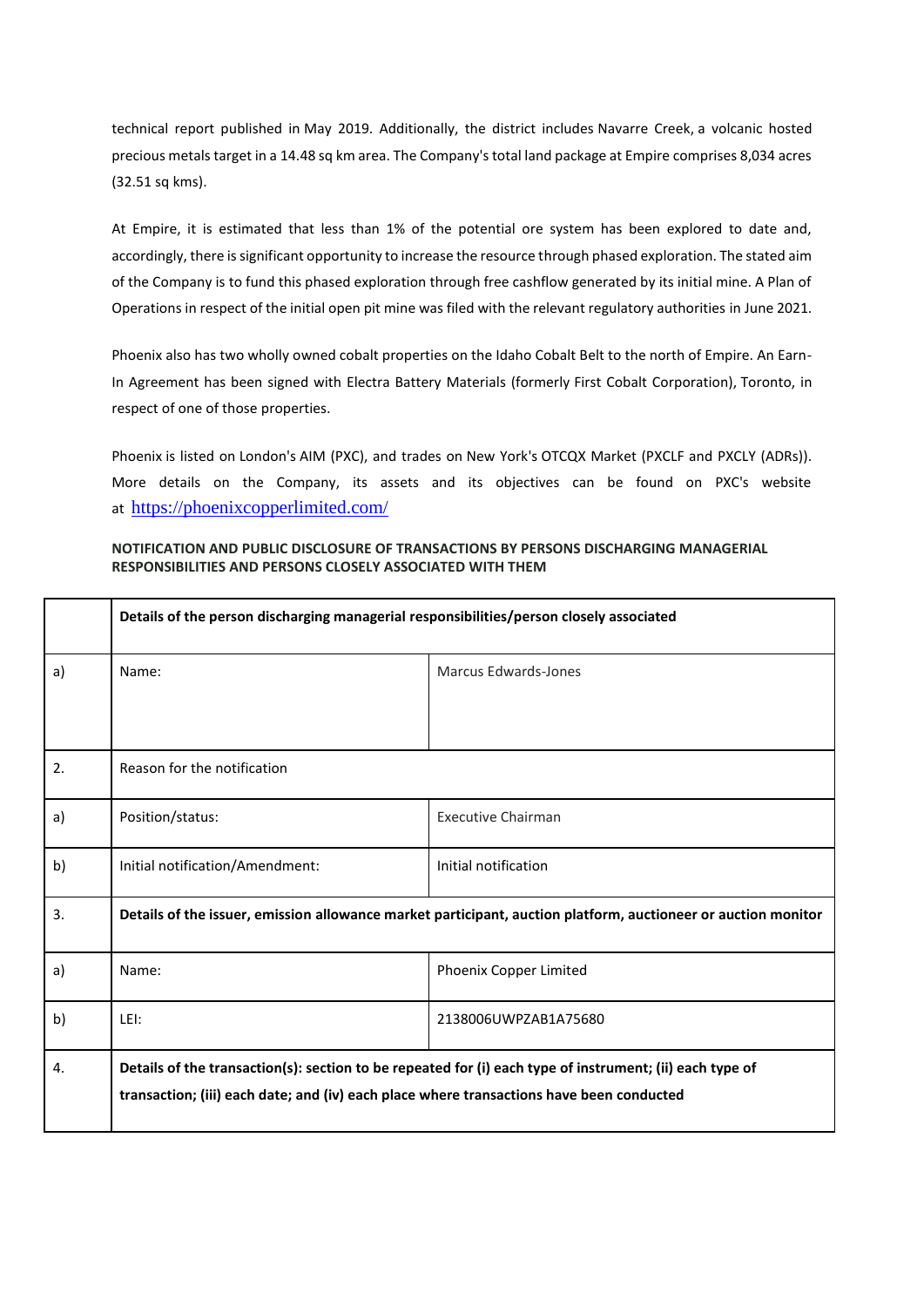technical report published in May 2019. Additionally, the district includes Navarre Creek, a volcanic hosted precious metals target in a 14.48 sq km area. The Company's total land package at Empire comprises 8,034 acres (32.51 sq kms).

At Empire, it is estimated that less than 1% of the potential ore system has been explored to date and, accordingly, there is significant opportunity to increase the resource through phased exploration. The stated aim of the Company is to fund this phased exploration through free cashflow generated by its initial mine. A Plan of Operations in respect of the initial open pit mine was filed with the relevant regulatory authorities in June 2021.

Phoenix also has two wholly owned cobalt properties on the Idaho Cobalt Belt to the north of Empire. An Earn-In Agreement has been signed with Electra Battery Materials (formerly First Cobalt Corporation), Toronto, in respect of one of those properties.

Phoenix is listed on London's AIM (PXC), and trades on New York's OTCQX Market (PXCLF and PXCLY (ADRs)). More details on the Company, its assets and its objectives can be found on PXC's website at https://phoenixcopperlimited.com/

**NOTIFICATION AND PUBLIC DISCLOSURE OF TRANSACTIONS BY PERSONS DISCHARGING MANAGERIAL RESPONSIBILITIES AND PERSONS CLOSELY ASSOCIATED WITH THEM**

| | **Details of the person discharging managerial responsibilities/person closely associated** | |
|---|---|---|
| a) | Name: | Marcus Edwards-Jones |
| 2. | Reason for the notification | |
| a) | Position/status: | Executive Chairman |
| b) | Initial notification/Amendment: | Initial notification |
| 3. | **Details of the issuer, emission allowance market participant, auction platform, auctioneer or auction monitor** | |
| a) | Name: | Phoenix Copper Limited |
| b) | LEI: | 2138006UWPZAB1A75680 |
| 4. | **Details of the transaction(s): section to be repeated for (i) each type of instrument; (ii) each type of transaction; (iii) each date; and (iv) each place where transactions have been conducted** | |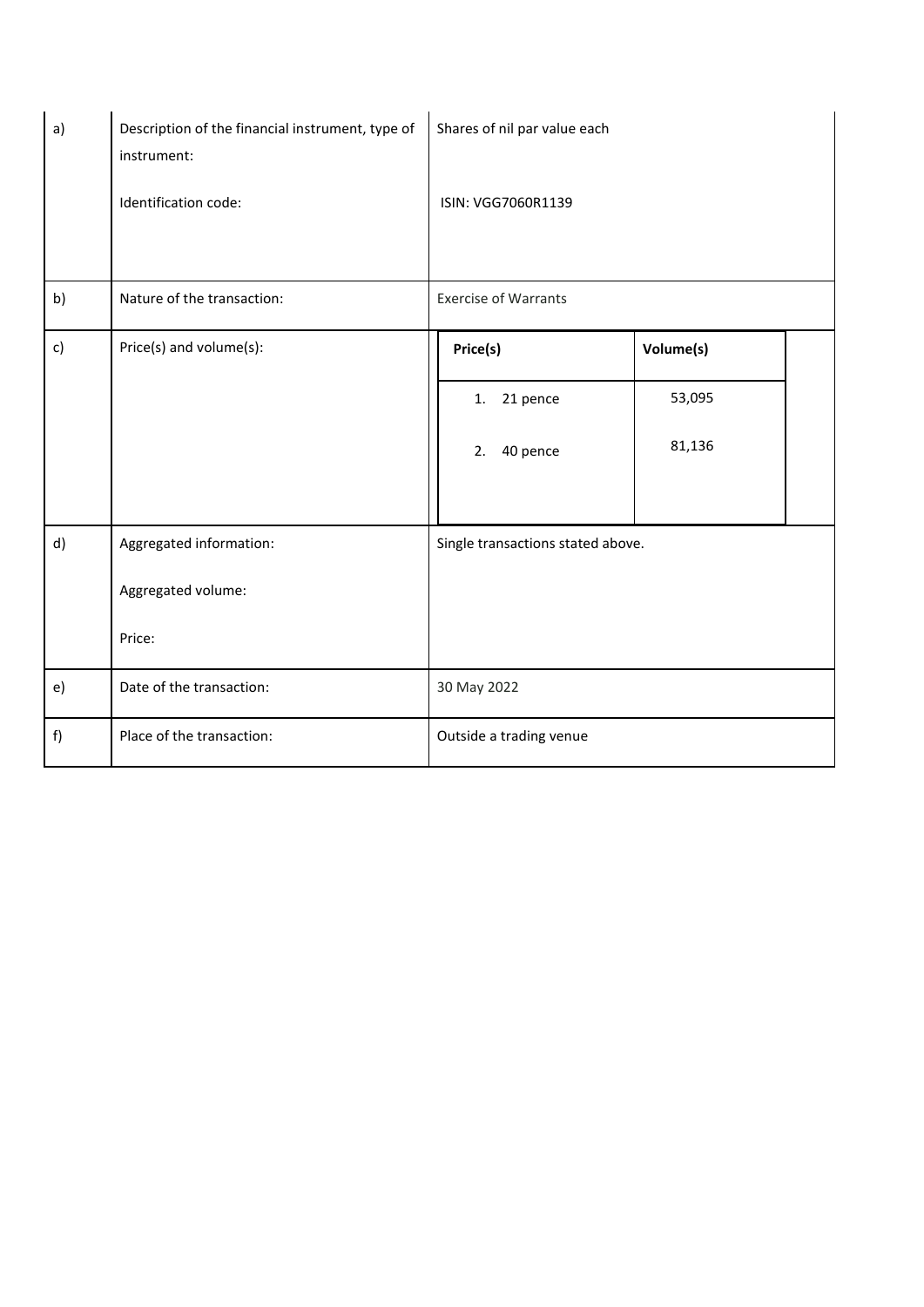| | | |
|---|---|---|
| a) | Description of the financial instrument, type of instrument:<br><br>Identification code: | Shares of nil par value each<br><br>ISIN: VGG7060R1139 |
| b) | Nature of the transaction: | Exercise of Warrants |
| c) | Price(s) and volume(s): | **Price(s)** / **Volume(s)**<br>1. 21 pence / 53,095<br>2. 40 pence / 81,136 |
| d) | Aggregated information:<br><br>Aggregated volume:<br><br>Price: | Single transactions stated above. |
| e) | Date of the transaction: | 30 May 2022 |
| f) | Place of the transaction: | Outside a trading venue |